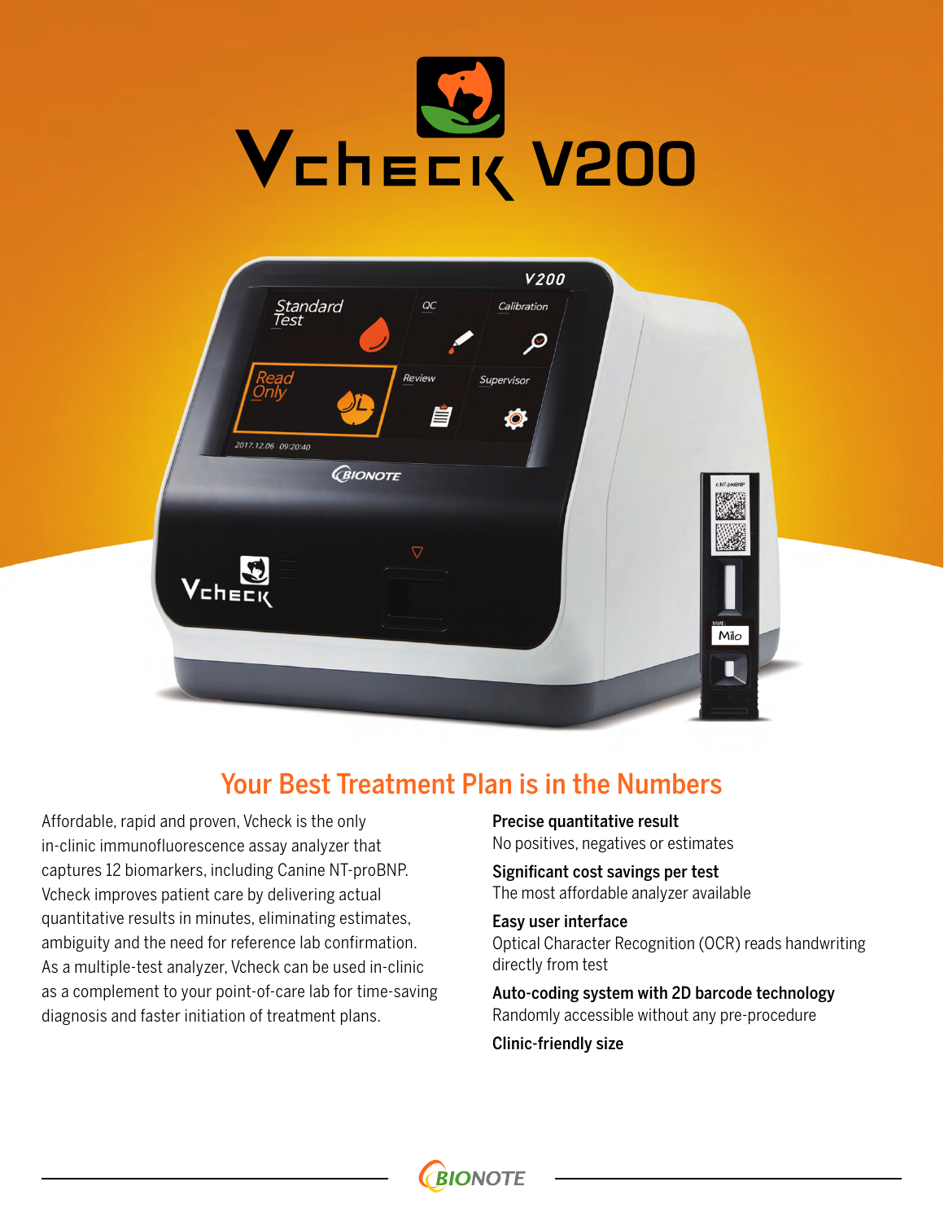# Vcheck V200

## Your Best Treatment Plan is in the Numbers

Affordable, rapid and proven, Vcheck is the only in-clinic immunofluorescence assay analyzer that captures 12 biomarkers, including Canine NT-proBNP. Vcheck improves patient care by delivering actual quantitative results in minutes, eliminating estimates, ambiguity and the need for reference lab confirmation. As a multiple-test analyzer, Vcheck can be used in-clinic as a complement to your point-of-care lab for time-saving diagnosis and faster initiation of treatment plans.

**Precise quantitative result**
No positives, negatives or estimates

**Significant cost savings per test**
The most affordable analyzer available

**Easy user interface**
Optical Character Recognition (OCR) reads handwriting directly from test

**Auto-coding system with 2D barcode technology**
Randomly accessible without any pre-procedure

**Clinic-friendly size**

BIONOTE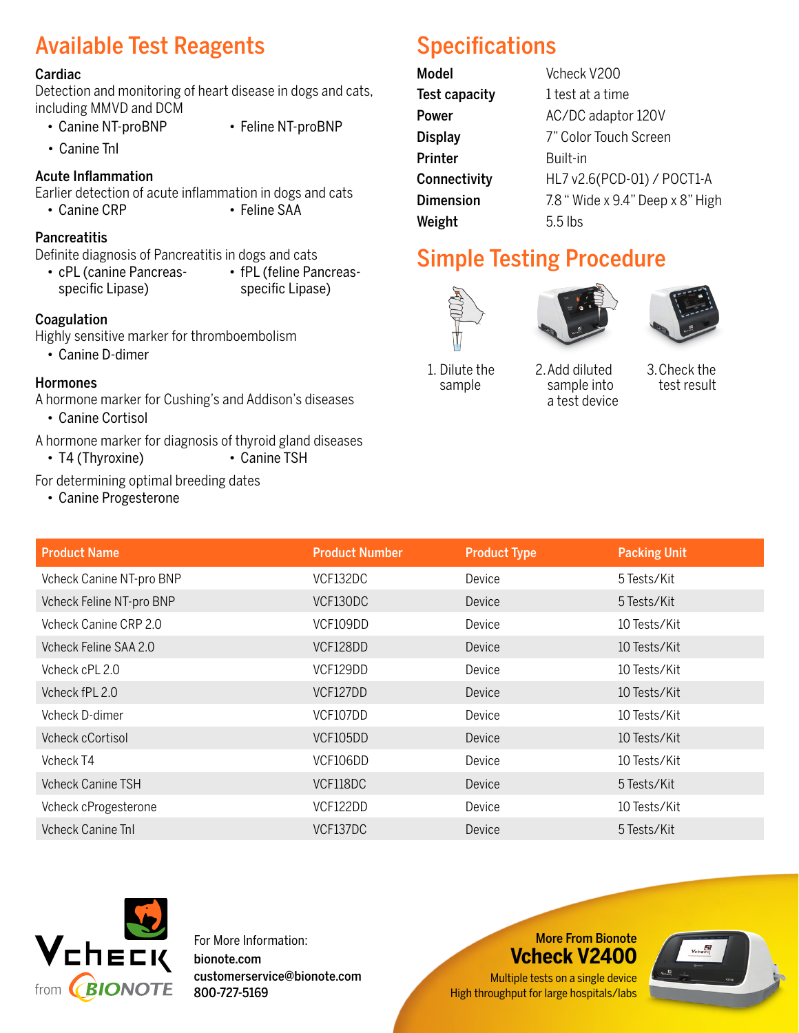## Available Test Reagents

### Cardiac

Detection and monitoring of heart disease in dogs and cats, including MMVD and DCM

- Canine NT-proBNP
- Feline NT-proBNP
- Canine TnI

### Acute Inflammation

Earlier detection of acute inflammation in dogs and cats

- Canine CRP
- Feline SAA

### Pancreatitis

Definite diagnosis of Pancreatitis in dogs and cats

- cPL (canine Pancreas-specific Lipase)
- fPL (feline Pancreas-specific Lipase)

### Coagulation

Highly sensitive marker for thromboembolism

- Canine D-dimer

### Hormones

A hormone marker for Cushing's and Addison's diseases

- Canine Cortisol

A hormone marker for diagnosis of thyroid gland diseases

- T4 (Thyroxine)
- Canine TSH

For determining optimal breeding dates

- Canine Progesterone

## Specifications

| | |
|---|---|
| **Model** | Vcheck V200 |
| **Test capacity** | 1 test at a time |
| **Power** | AC/DC adaptor 120V |
| **Display** | 7" Color Touch Screen |
| **Printer** | Built-in |
| **Connectivity** | HL7 v2.6(PCD-01) / POCT1-A |
| **Dimension** | 7.8 " Wide x 9.4" Deep x 8" High |
| **Weight** | 5.5 lbs |

## Simple Testing Procedure

1. Dilute the sample
2. Add diluted sample into a test device
3. Check the test result

| Product Name | Product Number | Product Type | Packing Unit |
|---|---|---|---|
| Vcheck Canine NT-pro BNP | VCF132DC | Device | 5 Tests/Kit |
| Vcheck Feline NT-pro BNP | VCF130DC | Device | 5 Tests/Kit |
| Vcheck Canine CRP 2.0 | VCF109DD | Device | 10 Tests/Kit |
| Vcheck Feline SAA 2.0 | VCF128DD | Device | 10 Tests/Kit |
| Vcheck cPL 2.0 | VCF129DD | Device | 10 Tests/Kit |
| Vcheck fPL 2.0 | VCF127DD | Device | 10 Tests/Kit |
| Vcheck D-dimer | VCF107DD | Device | 10 Tests/Kit |
| Vcheck cCortisol | VCF105DD | Device | 10 Tests/Kit |
| Vcheck T4 | VCF106DD | Device | 10 Tests/Kit |
| Vcheck Canine TSH | VCF118DC | Device | 5 Tests/Kit |
| Vcheck cProgesterone | VCF122DD | Device | 10 Tests/Kit |
| Vcheck Canine TnI | VCF137DC | Device | 5 Tests/Kit |

Vcheck from BIONOTE

For More Information:
**bionote.com**
**customerservice@bionote.com**
**800-727-5169**

**More From Bionote**
**Vcheck V2400**
Multiple tests on a single device
High throughput for large hospitals/labs